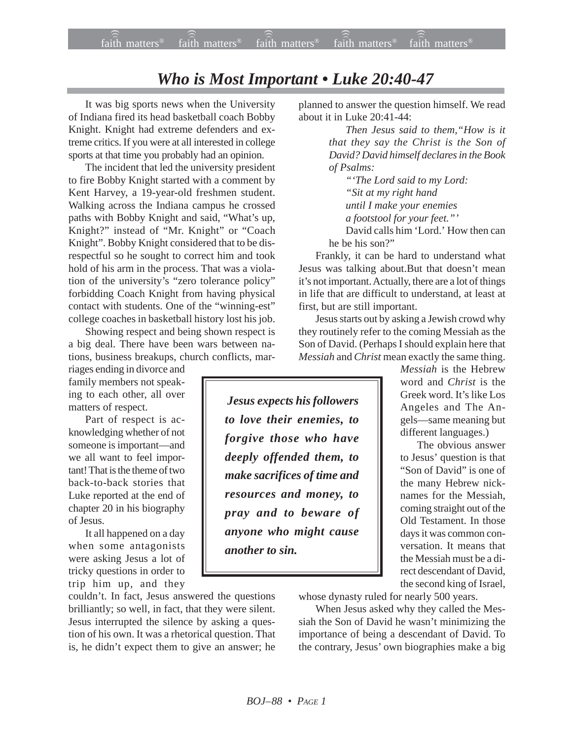# *Who is Most Important • Luke 20:40-47*

It was big sports news when the University of Indiana fired its head basketball coach Bobby Knight. Knight had extreme defenders and extreme critics. If you were at all interested in college sports at that time you probably had an opinion.

The incident that led the university president to fire Bobby Knight started with a comment by Kent Harvey, a 19-year-old freshmen student. Walking across the Indiana campus he crossed paths with Bobby Knight and said, "What's up, Knight?" instead of "Mr. Knight" or "Coach Knight". Bobby Knight considered that to be disrespectful so he sought to correct him and took hold of his arm in the process. That was a violation of the university's "zero tolerance policy" forbidding Coach Knight from having physical contact with students. One of the "winning-est" college coaches in basketball history lost his job.

Showing respect and being shown respect is a big deal. There have been wars between nations, business breakups, church conflicts, marriages ending in divorce and family members not speaking to each other, all over matters of respect.

Part of respect is acknowledging whether of not someone is important—and we all want to feel important! That is the theme of two back-to-back stories that Luke reported at the end of chapter 20 in his biography of Jesus.

It all happened on a day when some antagonists were asking Jesus a lot of tricky questions in order to trip him up, and they couldn't. In fact, Jesus answered the questions brilliantly; so well, in fact, that they were silent. Jesus interrupted the silence by asking a question of his own. It was a rhetorical question. That is, he didn't expect them to give an answer; he planned to answer the question himself. We read about it in Luke 20:41-44:

> *Then Jesus said to them, "How is it that they say the Christ is the Son of David? David himself declares in the Book of Psalms:*
>
> *"'The Lord said to my Lord:*
> *"Sit at my right hand*
> *until I make your enemies*
> *a footstool for your feet."'*
>
> David calls him 'Lord.' How then can he be his son?"

Frankly, it can be hard to understand what Jesus was talking about.But that doesn't mean it's not important. Actually, there are a lot of things in life that are difficult to understand, at least at first, but are still important.

> ***Jesus expects his followers to love their enemies, to forgive those who have deeply offended them, to make sacrifices of time and resources and money, to pray and to beware of anyone who might cause another to sin.***

Jesus starts out by asking a Jewish crowd why they routinely refer to the coming Messiah as the Son of David. (Perhaps I should explain here that *Messiah* and *Christ* mean exactly the same thing. *Messiah* is the Hebrew word and *Christ* is the Greek word. It's like Los Angeles and The Angels—same meaning but different languages.)

The obvious answer to Jesus' question is that "Son of David" is one of the many Hebrew nicknames for the Messiah, coming straight out of the Old Testament. In those days it was common conversation. It means that the Messiah must be a direct descendant of David, the second king of Israel, whose dynasty ruled for nearly 500 years.

When Jesus asked why they called the Messiah the Son of David he wasn't minimizing the importance of being a descendant of David. To the contrary, Jesus' own biographies make a big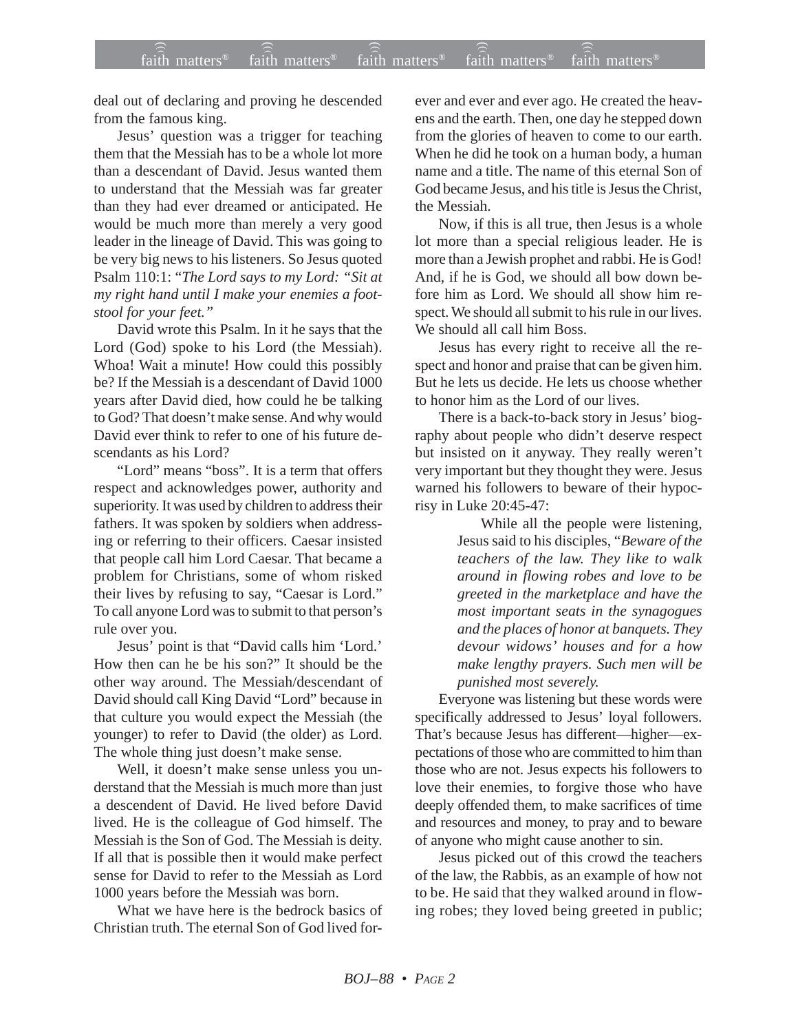deal out of declaring and proving he descended from the famous king.

Jesus' question was a trigger for teaching them that the Messiah has to be a whole lot more than a descendant of David. Jesus wanted them to understand that the Messiah was far greater than they had ever dreamed or anticipated. He would be much more than merely a very good leader in the lineage of David. This was going to be very big news to his listeners. So Jesus quoted Psalm 110:1: "*The Lord says to my Lord: "Sit at my right hand until I make your enemies a footstool for your feet."*

David wrote this Psalm. In it he says that the Lord (God) spoke to his Lord (the Messiah). Whoa! Wait a minute! How could this possibly be? If the Messiah is a descendant of David 1000 years after David died, how could he be talking to God? That doesn't make sense. And why would David ever think to refer to one of his future descendants as his Lord?

"Lord" means "boss". It is a term that offers respect and acknowledges power, authority and superiority. It was used by children to address their fathers. It was spoken by soldiers when addressing or referring to their officers. Caesar insisted that people call him Lord Caesar. That became a problem for Christians, some of whom risked their lives by refusing to say, "Caesar is Lord." To call anyone Lord was to submit to that person's rule over you.

Jesus' point is that "David calls him 'Lord.' How then can he be his son?" It should be the other way around. The Messiah/descendant of David should call King David "Lord" because in that culture you would expect the Messiah (the younger) to refer to David (the older) as Lord. The whole thing just doesn't make sense.

Well, it doesn't make sense unless you understand that the Messiah is much more than just a descendent of David. He lived before David lived. He is the colleague of God himself. The Messiah is the Son of God. The Messiah is deity. If all that is possible then it would make perfect sense for David to refer to the Messiah as Lord 1000 years before the Messiah was born.

What we have here is the bedrock basics of Christian truth. The eternal Son of God lived forever and ever and ever ago. He created the heavens and the earth. Then, one day he stepped down from the glories of heaven to come to our earth. When he did he took on a human body, a human name and a title. The name of this eternal Son of God became Jesus, and his title is Jesus the Christ, the Messiah.

Now, if this is all true, then Jesus is a whole lot more than a special religious leader. He is more than a Jewish prophet and rabbi. He is God! And, if he is God, we should all bow down before him as Lord. We should all show him respect. We should all submit to his rule in our lives. We should all call him Boss.

Jesus has every right to receive all the respect and honor and praise that can be given him. But he lets us decide. He lets us choose whether to honor him as the Lord of our lives.

There is a back-to-back story in Jesus' biography about people who didn't deserve respect but insisted on it anyway. They really weren't very important but they thought they were. Jesus warned his followers to beware of their hypocrisy in Luke 20:45-47:

> While all the people were listening, Jesus said to his disciples, "*Beware of the teachers of the law. They like to walk around in flowing robes and love to be greeted in the marketplace and have the most important seats in the synagogues and the places of honor at banquets. They devour widows' houses and for a how make lengthy prayers. Such men will be punished most severely.*

Everyone was listening but these words were specifically addressed to Jesus' loyal followers. That's because Jesus has different—higher—expectations of those who are committed to him than those who are not. Jesus expects his followers to love their enemies, to forgive those who have deeply offended them, to make sacrifices of time and resources and money, to pray and to beware of anyone who might cause another to sin.

Jesus picked out of this crowd the teachers of the law, the Rabbis, as an example of how not to be. He said that they walked around in flowing robes; they loved being greeted in public;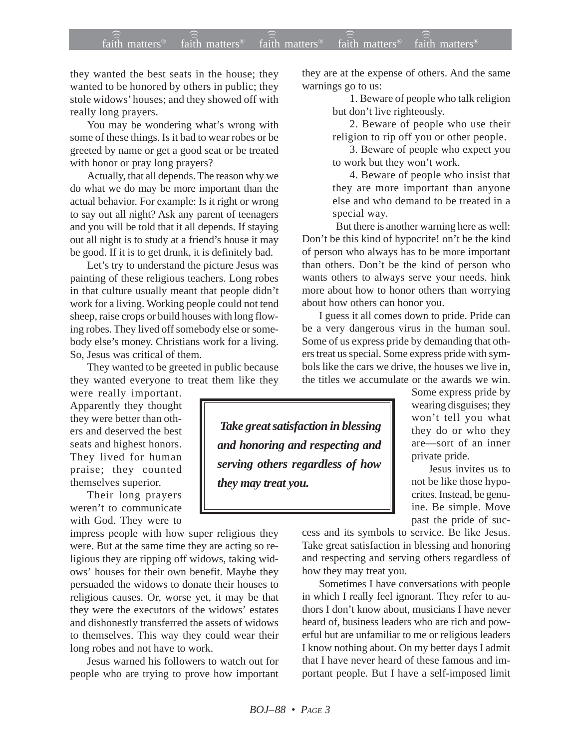they wanted the best seats in the house; they wanted to be honored by others in public; they stole widows' houses; and they showed off with really long prayers.

You may be wondering what's wrong with some of these things. Is it bad to wear robes or be greeted by name or get a good seat or be treated with honor or pray long prayers?

Actually, that all depends. The reason why we do what we do may be more important than the actual behavior. For example: Is it right or wrong to say out all night? Ask any parent of teenagers and you will be told that it all depends. If staying out all night is to study at a friend's house it may be good. If it is to get drunk, it is definitely bad.

Let's try to understand the picture Jesus was painting of these religious teachers. Long robes in that culture usually meant that people didn't work for a living. Working people could not tend sheep, raise crops or build houses with long flowing robes. They lived off somebody else or somebody else's money. Christians work for a living. So, Jesus was critical of them.

They wanted to be greeted in public because they wanted everyone to treat them like they were really important. Apparently they thought they were better than others and deserved the best seats and highest honors. They lived for human praise; they counted themselves superior.

Their long prayers weren't to communicate with God. They were to impress people with how super religious they were. But at the same time they are acting so religious they are ripping off widows, taking widows' houses for their own benefit. Maybe they persuaded the widows to donate their houses to religious causes. Or, worse yet, it may be that they were the executors of the widows' estates and dishonestly transferred the assets of widows to themselves. This way they could wear their long robes and not have to work.

Jesus warned his followers to watch out for people who are trying to prove how important they are at the expense of others. And the same warnings go to us:

1. Beware of people who talk religion but don't live righteously.
2. Beware of people who use their religion to rip off you or other people.
3. Beware of people who expect you to work but they won't work.
4. Beware of people who insist that they are more important than anyone else and who demand to be treated in a special way.

But there is another warning here as well: Don't be this kind of hypocrite! on't be the kind of person who always has to be more important than others. Don't be the kind of person who wants others to always serve your needs. hink more about how to honor others than worrying about how others can honor you.

I guess it all comes down to pride. Pride can be a very dangerous virus in the human soul. Some of us express pride by demanding that others treat us special. Some express pride with symbols like the cars we drive, the houses we live in, the titles we accumulate or the awards we win. Some express pride by wearing disguises; they won't tell you what they do or who they are—sort of an inner private pride.

> ***Take great satisfaction in blessing and honoring and respecting and serving others regardless of how they may treat you.***

Jesus invites us to not be like those hypocrites. Instead, be genuine. Be simple. Move past the pride of success and its symbols to service. Be like Jesus. Take great satisfaction in blessing and honoring and respecting and serving others regardless of how they may treat you.

Sometimes I have conversations with people in which I really feel ignorant. They refer to authors I don't know about, musicians I have never heard of, business leaders who are rich and powerful but are unfamiliar to me or religious leaders I know nothing about. On my better days I admit that I have never heard of these famous and important people. But I have a self-imposed limit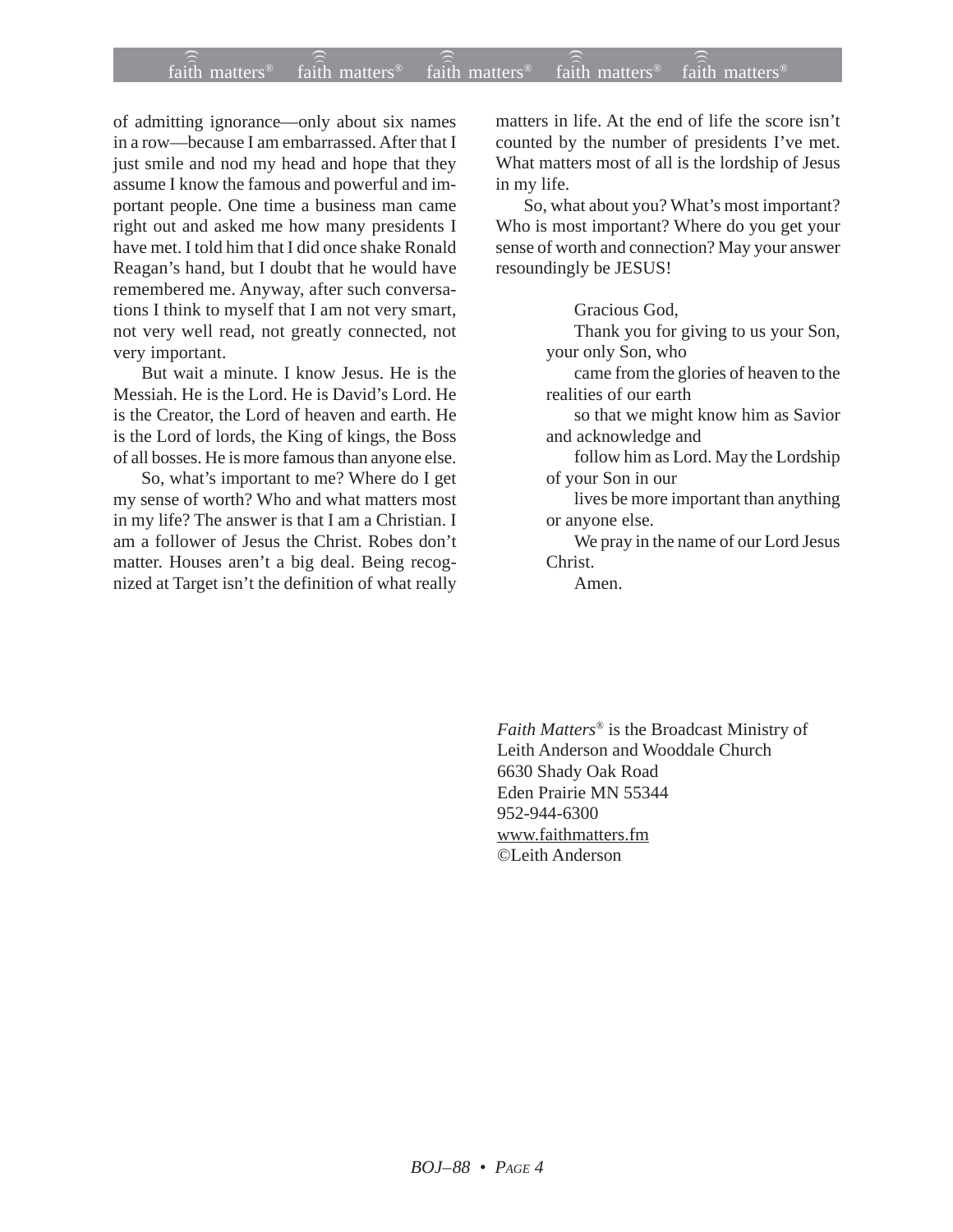of admitting ignorance—only about six names in a row—because I am embarrassed. After that I just smile and nod my head and hope that they assume I know the famous and powerful and important people. One time a business man came right out and asked me how many presidents I have met. I told him that I did once shake Ronald Reagan's hand, but I doubt that he would have remembered me. Anyway, after such conversations I think to myself that I am not very smart, not very well read, not greatly connected, not very important.

But wait a minute. I know Jesus. He is the Messiah. He is the Lord. He is David's Lord. He is the Creator, the Lord of heaven and earth. He is the Lord of lords, the King of kings, the Boss of all bosses. He is more famous than anyone else.

So, what's important to me? Where do I get my sense of worth? Who and what matters most in my life? The answer is that I am a Christian. I am a follower of Jesus the Christ. Robes don't matter. Houses aren't a big deal. Being recognized at Target isn't the definition of what really matters in life. At the end of life the score isn't counted by the number of presidents I've met. What matters most of all is the lordship of Jesus in my life.

So, what about you? What's most important? Who is most important? Where do you get your sense of worth and connection? May your answer resoundingly be JESUS!

Gracious God,

Thank you for giving to us your Son, your only Son, who

came from the glories of heaven to the realities of our earth

so that we might know him as Savior and acknowledge and

follow him as Lord. May the Lordship of your Son in our

lives be more important than anything or anyone else.

We pray in the name of our Lord Jesus Christ.

Amen.

*Faith Matters®* is the Broadcast Ministry of
Leith Anderson and Wooddale Church
6630 Shady Oak Road
Eden Prairie MN 55344
952-944-6300
www.faithmatters.fm
©Leith Anderson